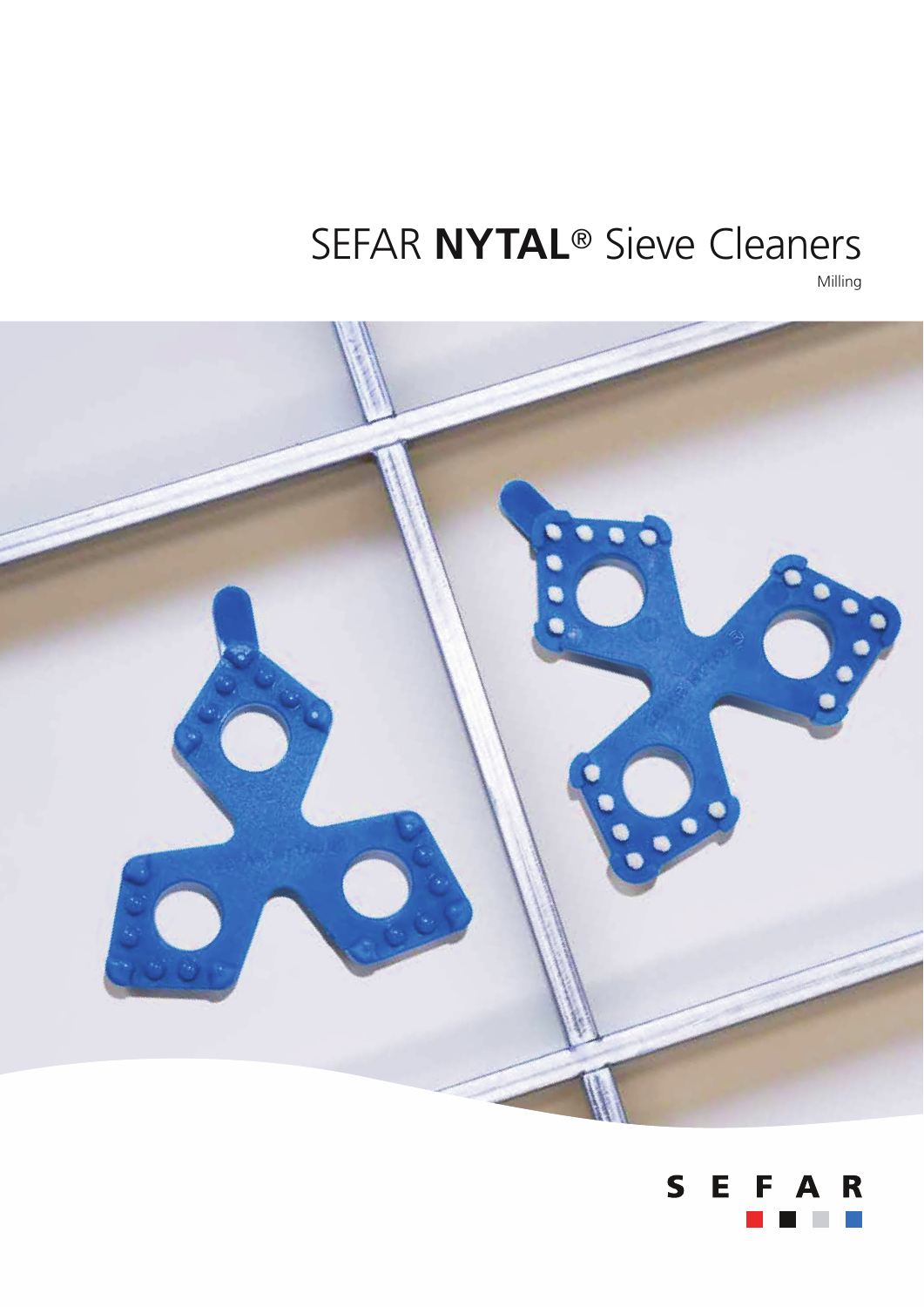# SEFAR **NYTAL**® Sieve Cleaners

Milling

SEFAR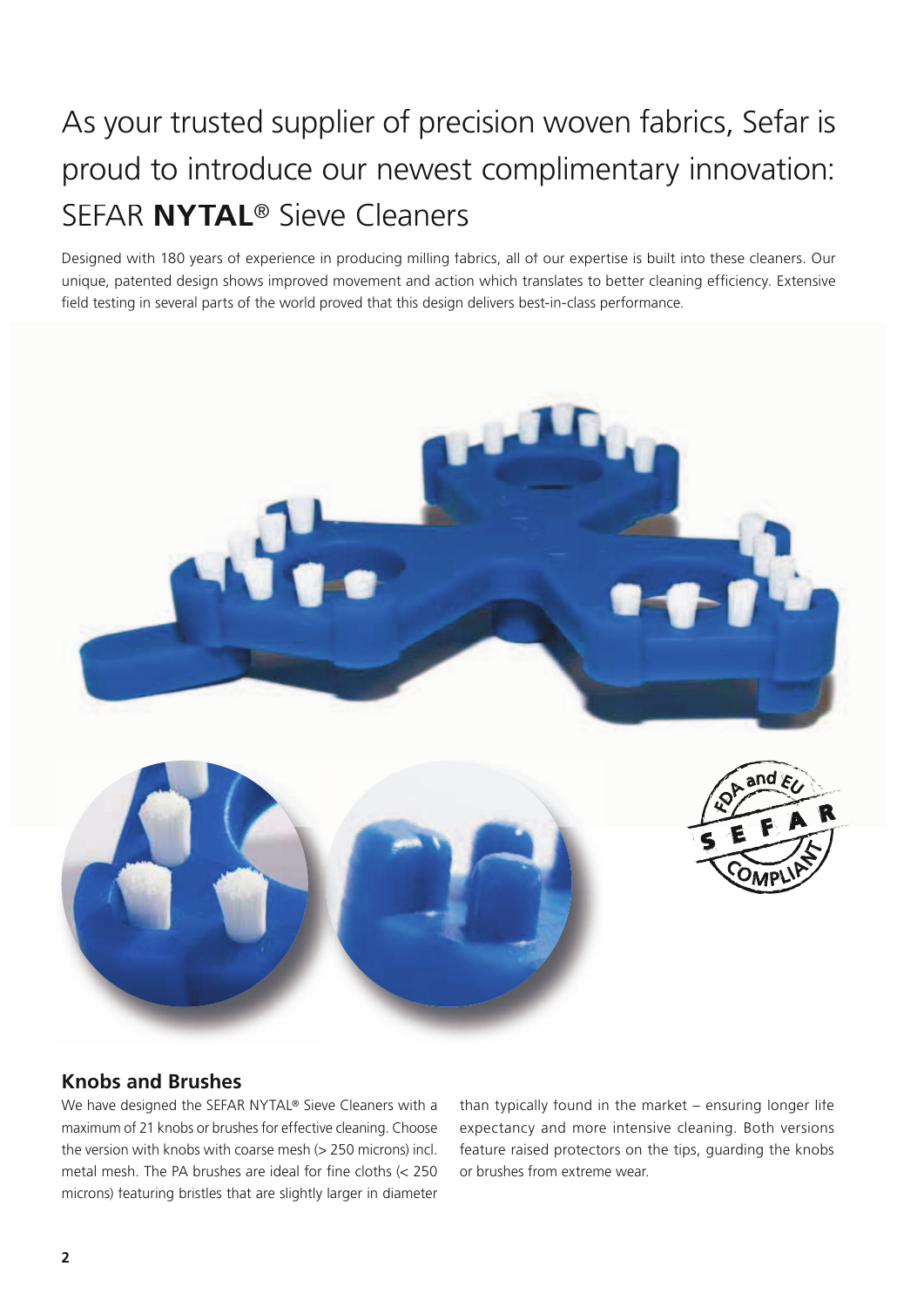# As your trusted supplier of precision woven fabrics, Sefar is proud to introduce our newest complimentary innovation: SEFAR **NYTAL**® Sieve Cleaners

Designed with 180 years of experience in producing milling fabrics, all of our expertise is built into these cleaners. Our unique, patented design shows improved movement and action which translates to better cleaning efficiency. Extensive field testing in several parts of the world proved that this design delivers best-in-class performance.

## Knobs and Brushes

We have designed the SEFAR NYTAL® Sieve Cleaners with a maximum of 21 knobs or brushes for effective cleaning. Choose the version with knobs with coarse mesh (> 250 microns) incl. metal mesh. The PA brushes are ideal for fine cloths (< 250 microns) featuring bristles that are slightly larger in diameter than typically found in the market – ensuring longer life expectancy and more intensive cleaning. Both versions feature raised protectors on the tips, guarding the knobs or brushes from extreme wear.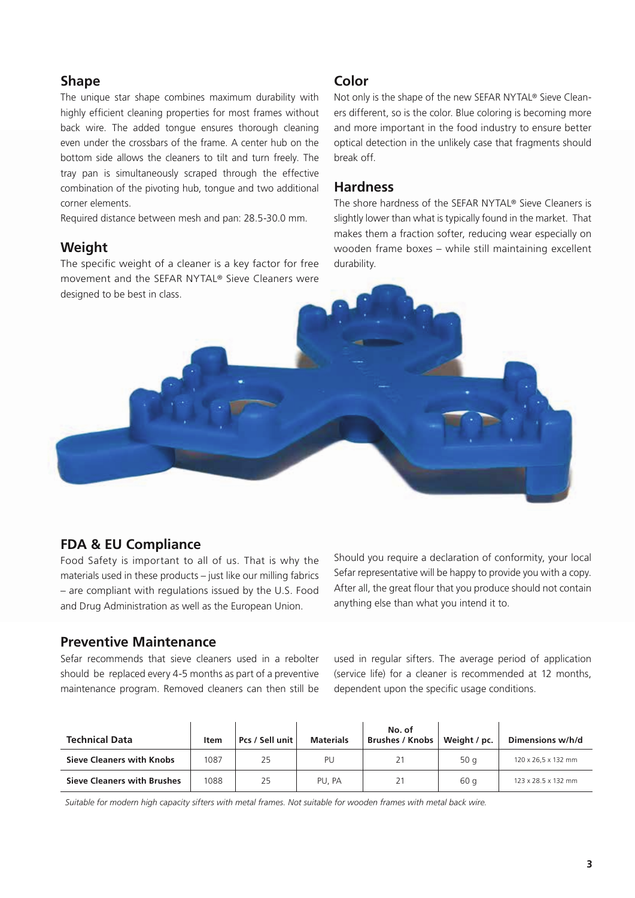## Shape

The unique star shape combines maximum durability with highly efficient cleaning properties for most frames without back wire. The added tongue ensures thorough cleaning even under the crossbars of the frame. A center hub on the bottom side allows the cleaners to tilt and turn freely. The tray pan is simultaneously scraped through the effective combination of the pivoting hub, tongue and two additional corner elements.

Required distance between mesh and pan: 28.5-30.0 mm.

## Weight

The specific weight of a cleaner is a key factor for free movement and the SEFAR NYTAL® Sieve Cleaners were designed to be best in class.

## Color

Not only is the shape of the new SEFAR NYTAL® Sieve Cleaners different, so is the color. Blue coloring is becoming more and more important in the food industry to ensure better optical detection in the unlikely case that fragments should break off.

## Hardness

The shore hardness of the SEFAR NYTAL® Sieve Cleaners is slightly lower than what is typically found in the market. That makes them a fraction softer, reducing wear especially on wooden frame boxes – while still maintaining excellent durability.

## FDA & EU Compliance

Food Safety is important to all of us. That is why the materials used in these products – just like our milling fabrics – are compliant with regulations issued by the U.S. Food and Drug Administration as well as the European Union.

Should you require a declaration of conformity, your local Sefar representative will be happy to provide you with a copy. After all, the great flour that you produce should not contain anything else than what you intend it to.

## Preventive Maintenance

Sefar recommends that sieve cleaners used in a rebolter should be replaced every 4-5 months as part of a preventive maintenance program. Removed cleaners can then still be used in regular sifters. The average period of application (service life) for a cleaner is recommended at 12 months, dependent upon the specific usage conditions.

| Technical Data | Item | Pcs / Sell unit | Materials | No. of Brushes / Knobs | Weight / pc. | Dimensions w/h/d |
|---|---|---|---|---|---|---|
| **Sieve Cleaners with Knobs** | 1087 | 25 | PU | 21 | 50 g | 120 x 26,5 x 132 mm |
| **Sieve Cleaners with Brushes** | 1088 | 25 | PU, PA | 21 | 60 g | 123 x 28.5 x 132 mm |

*Suitable for modern high capacity sifters with metal frames. Not suitable for wooden frames with metal back wire.*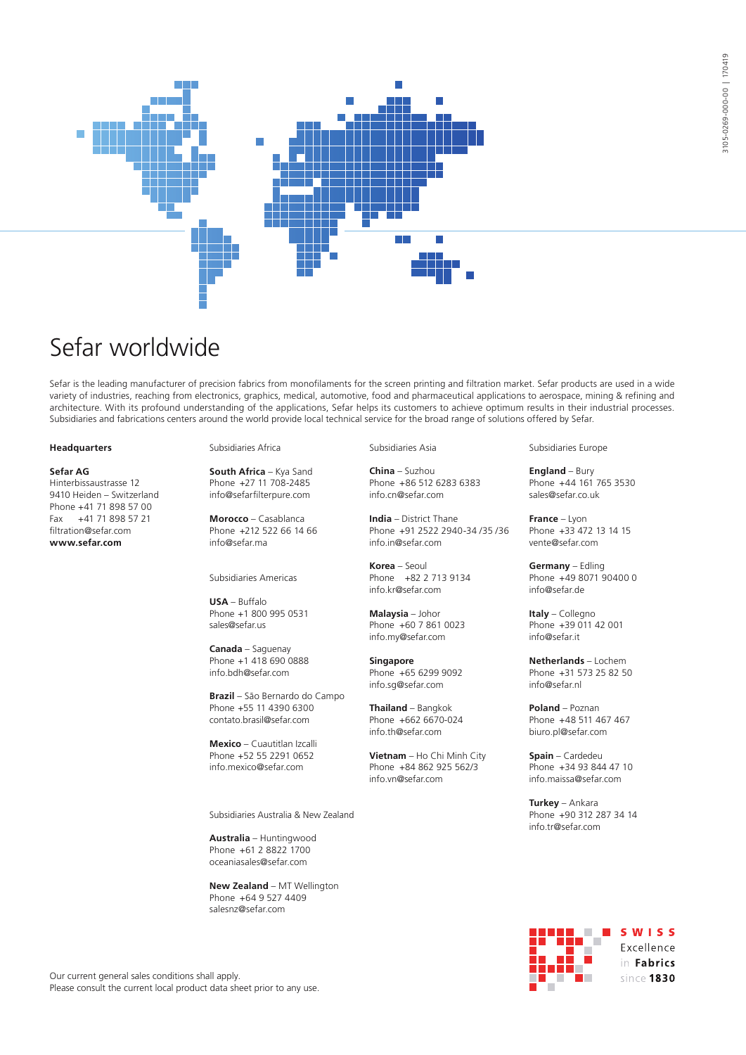# Sefar worldwide

Sefar is the leading manufacturer of precision fabrics from monofilaments for the screen printing and filtration market. Sefar products are used in a wide variety of industries, reaching from electronics, graphics, medical, automotive, food and pharmaceutical applications to aerospace, mining & refining and architecture. With its profound understanding of the applications, Sefar helps its customers to achieve optimum results in their industrial processes. Subsidiaries and fabrications centers around the world provide local technical service for the broad range of solutions offered by Sefar.

**Headquarters**

**Sefar AG**
Hinterbissaustrasse 12
9410 Heiden – Switzerland
Phone +41 71 898 57 00
Fax +41 71 898 57 21
filtration@sefar.com
**www.sefar.com**

Subsidiaries Africa

**South Africa** – Kya Sand
Phone +27 11 708-2485
info@sefarfilterpure.com

**Morocco** – Casablanca
Phone +212 522 66 14 66
info@sefar.ma

Subsidiaries Americas

**USA** – Buffalo
Phone +1 800 995 0531
sales@sefar.us

**Canada** – Saguenay
Phone +1 418 690 0888
info.bdh@sefar.com

**Brazil** – São Bernardo do Campo
Phone +55 11 4390 6300
contato.brasil@sefar.com

**Mexico** – Cuautitlan Izcalli
Phone +52 55 2291 0652
info.mexico@sefar.com

Subsidiaries Australia & New Zealand

**Australia** – Huntingwood
Phone +61 2 8822 1700
oceaniasales@sefar.com

**New Zealand** – MT Wellington
Phone +64 9 527 4409
salesnz@sefar.com

Subsidiaries Asia

**China** – Suzhou
Phone +86 512 6283 6383
info.cn@sefar.com

**India** – District Thane
Phone +91 2522 2940-34 /35 /36
info.in@sefar.com

**Korea** – Seoul
Phone +82 2 713 9134
info.kr@sefar.com

**Malaysia** – Johor
Phone +60 7 861 0023
info.my@sefar.com

**Singapore**
Phone +65 6299 9092
info.sg@sefar.com

**Thailand** – Bangkok
Phone +662 6670-024
info.th@sefar.com

**Vietnam** – Ho Chi Minh City
Phone +84 862 925 562/3
info.vn@sefar.com

Subsidiaries Europe

**England** – Bury
Phone +44 161 765 3530
sales@sefar.co.uk

**France** – Lyon
Phone +33 472 13 14 15
vente@sefar.com

**Germany** – Edling
Phone +49 8071 90400 0
info@sefar.de

**Italy** – Collegno
Phone +39 011 42 001
info@sefar.it

**Netherlands** – Lochem
Phone +31 573 25 82 50
info@sefar.nl

**Poland** – Poznan
Phone +48 511 467 467
biuro.pl@sefar.com

**Spain** – Cardedeu
Phone +34 93 844 47 10
info.maissa@sefar.com

**Turkey** – Ankara
Phone +90 312 287 34 14
info.tr@sefar.com

SWISS Excellence in **Fabrics** since **1830**

Our current general sales conditions shall apply.
Please consult the current local product data sheet prior to any use.

3105-0269-000-00 | 170419